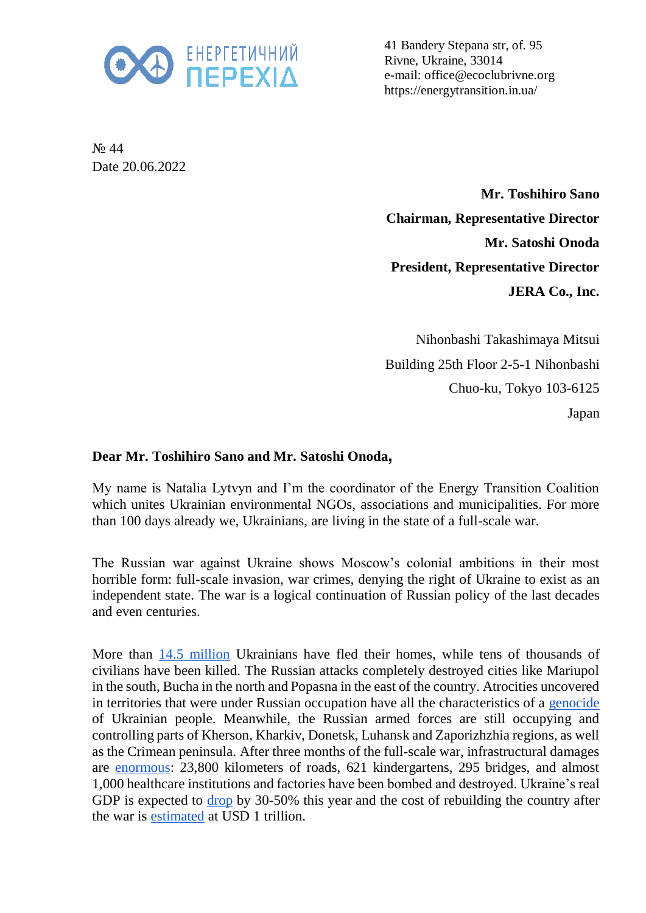ЕНЕРГЕТИЧНИЙ ПЕРЕХІД

41 Bandery Stepana str, of. 95
Rivne, Ukraine, 33014
e-mail: office@ecoclubrivne.org
https://energytransition.in.ua/

№ 44
Date 20.06.2022

**Mr. Toshihiro Sano**
**Chairman, Representative Director**
**Mr. Satoshi Onoda**
**President, Representative Director**
**JERA Co., Inc.**

Nihonbashi Takashimaya Mitsui
Building 25th Floor 2-5-1 Nihonbashi
Chuo-ku, Tokyo 103-6125
Japan

**Dear Mr. Toshihiro Sano and Mr. Satoshi Onoda,**

My name is Natalia Lytvyn and I'm the coordinator of the Energy Transition Coalition which unites Ukrainian environmental NGOs, associations and municipalities. For more than 100 days already we, Ukrainians, are living in the state of a full-scale war.

The Russian war against Ukraine shows Moscow's colonial ambitions in their most horrible form: full-scale invasion, war crimes, denying the right of Ukraine to exist as an independent state. The war is a logical continuation of Russian policy of the last decades and even centuries.

More than 14.5 million Ukrainians have fled their homes, while tens of thousands of civilians have been killed. The Russian attacks completely destroyed cities like Mariupol in the south, Bucha in the north and Popasna in the east of the country. Atrocities uncovered in territories that were under Russian occupation have all the characteristics of a genocide of Ukrainian people. Meanwhile, the Russian armed forces are still occupying and controlling parts of Kherson, Kharkiv, Donetsk, Luhansk and Zaporizhzhia regions, as well as the Crimean peninsula. After three months of the full-scale war, infrastructural damages are enormous: 23,800 kilometers of roads, 621 kindergartens, 295 bridges, and almost 1,000 healthcare institutions and factories have been bombed and destroyed. Ukraine's real GDP is expected to drop by 30-50% this year and the cost of rebuilding the country after the war is estimated at USD 1 trillion.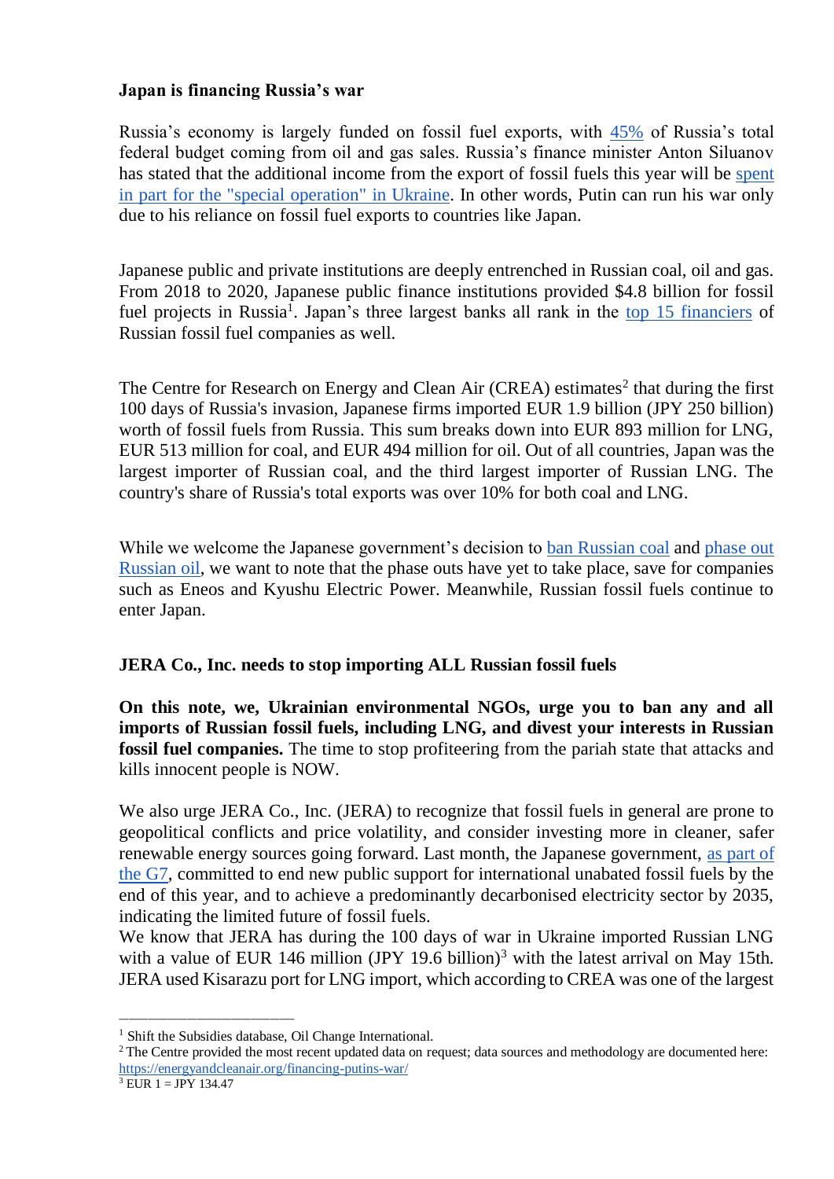**Japan is financing Russia's war**

Russia's economy is largely funded on fossil fuel exports, with 45% of Russia's total federal budget coming from oil and gas sales. Russia's finance minister Anton Siluanov has stated that the additional income from the export of fossil fuels this year will be spent in part for the "special operation" in Ukraine. In other words, Putin can run his war only due to his reliance on fossil fuel exports to countries like Japan.

Japanese public and private institutions are deeply entrenched in Russian coal, oil and gas. From 2018 to 2020, Japanese public finance institutions provided $4.8 billion for fossil fuel projects in Russia[1]. Japan's three largest banks all rank in the top 15 financiers of Russian fossil fuel companies as well.

The Centre for Research on Energy and Clean Air (CREA) estimates[2] that during the first 100 days of Russia's invasion, Japanese firms imported EUR 1.9 billion (JPY 250 billion) worth of fossil fuels from Russia. This sum breaks down into EUR 893 million for LNG, EUR 513 million for coal, and EUR 494 million for oil. Out of all countries, Japan was the largest importer of Russian coal, and the third largest importer of Russian LNG. The country's share of Russia's total exports was over 10% for both coal and LNG.

While we welcome the Japanese government's decision to ban Russian coal and phase out Russian oil, we want to note that the phase outs have yet to take place, save for companies such as Eneos and Kyushu Electric Power. Meanwhile, Russian fossil fuels continue to enter Japan.

**JERA Co., Inc. needs to stop importing ALL Russian fossil fuels**

**On this note, we, Ukrainian environmental NGOs, urge you to ban any and all imports of Russian fossil fuels, including LNG, and divest your interests in Russian fossil fuel companies.** The time to stop profiteering from the pariah state that attacks and kills innocent people is NOW.

We also urge JERA Co., Inc. (JERA) to recognize that fossil fuels in general are prone to geopolitical conflicts and price volatility, and consider investing more in cleaner, safer renewable energy sources going forward. Last month, the Japanese government, as part of the G7, committed to end new public support for international unabated fossil fuels by the end of this year, and to achieve a predominantly decarbonised electricity sector by 2035, indicating the limited future of fossil fuels.
We know that JERA has during the 100 days of war in Ukraine imported Russian LNG with a value of EUR 146 million (JPY 19.6 billion)[3] with the latest arrival on May 15th. JERA used Kisarazu port for LNG import, which according to CREA was one of the largest

---

[1] Shift the Subsidies database, Oil Change International.

[2] The Centre provided the most recent updated data on request; data sources and methodology are documented here: https://energyandcleanair.org/financing-putins-war/

[3] EUR 1 = JPY 134.47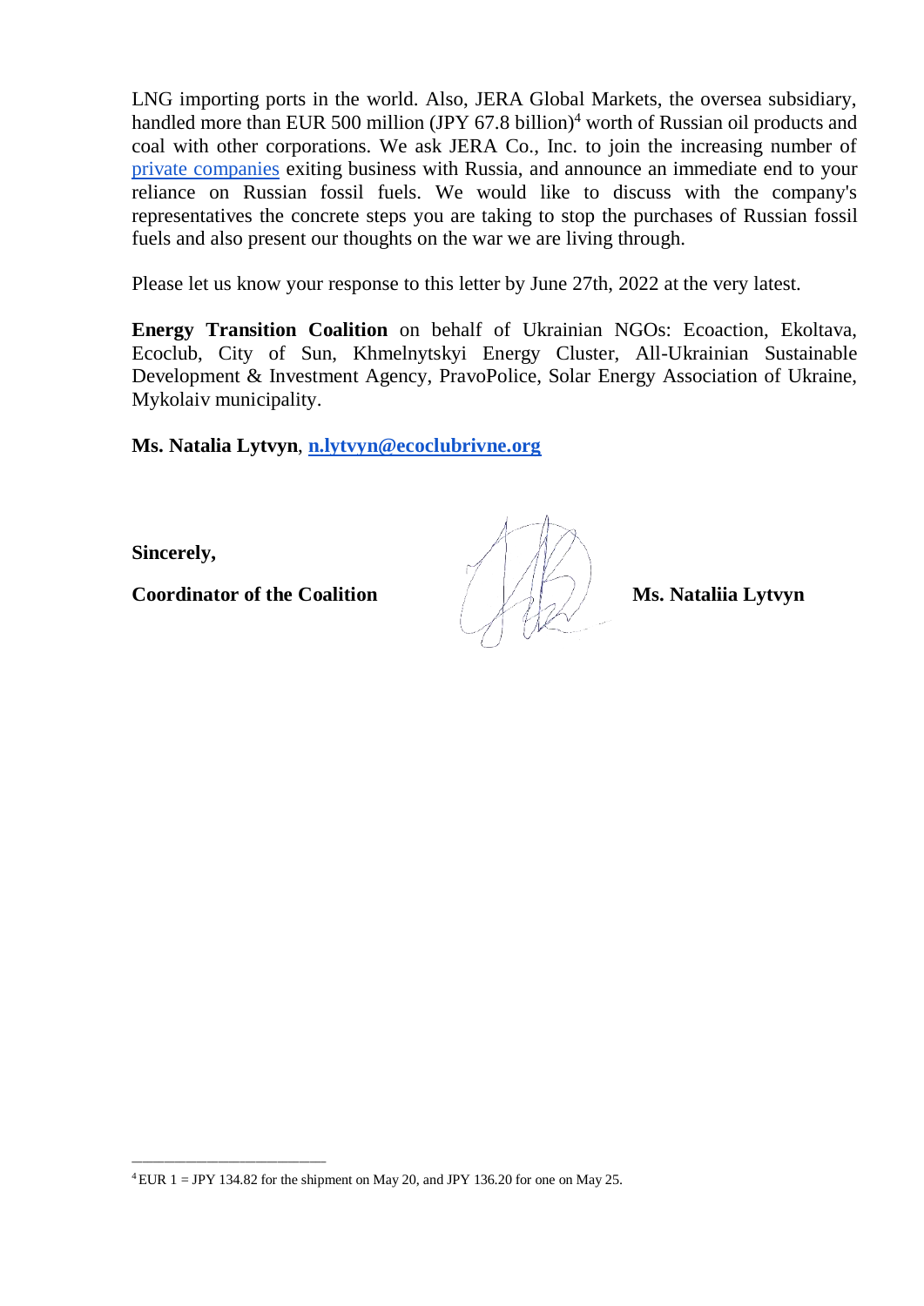LNG importing ports in the world. Also, JERA Global Markets, the oversea subsidiary, handled more than EUR 500 million (JPY 67.8 billion)[4] worth of Russian oil products and coal with other corporations. We ask JERA Co., Inc. to join the increasing number of private companies exiting business with Russia, and announce an immediate end to your reliance on Russian fossil fuels. We would like to discuss with the company's representatives the concrete steps you are taking to stop the purchases of Russian fossil fuels and also present our thoughts on the war we are living through.

Please let us know your response to this letter by June 27th, 2022 at the very latest.

**Energy Transition Coalition** on behalf of Ukrainian NGOs: Ecoaction, Ekoltava, Ecoclub, City of Sun, Khmelnytskyi Energy Cluster, All-Ukrainian Sustainable Development & Investment Agency, PravoPolice, Solar Energy Association of Ukraine, Mykolaiv municipality.

**Ms. Natalia Lytvyn**, **n.lytvyn@ecoclubrivne.org**

**Sincerely,**

**Coordinator of the Coalition** **Ms. Nataliia Lytvyn**

---

[4] EUR 1 = JPY 134.82 for the shipment on May 20, and JPY 136.20 for one on May 25.